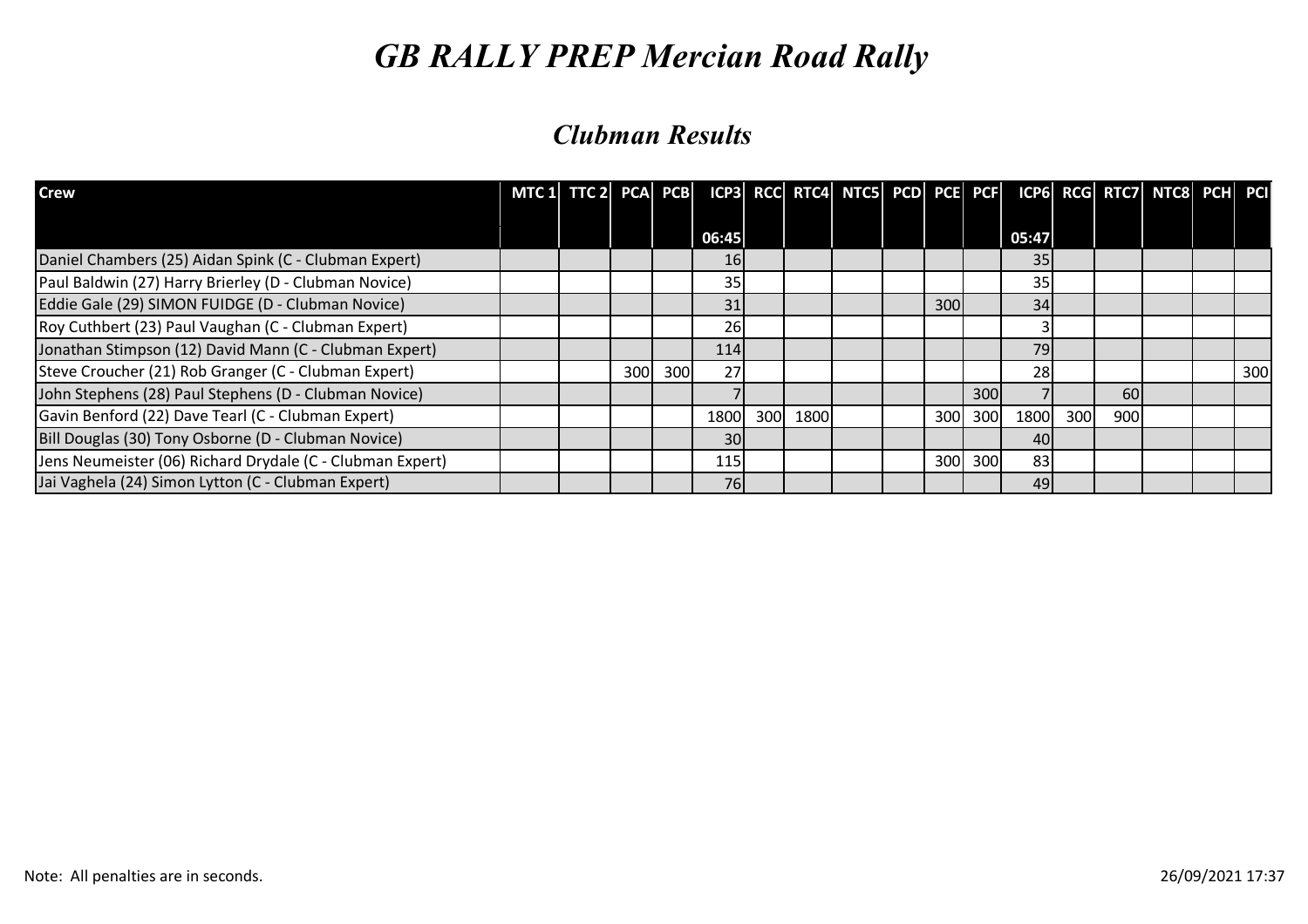# GB RALLY PREP Mercian Road Rally

## Clubman Results

| Crew | MTC 1 | TTC 2 | PCA | PCB | ICP3 | RCC | RTC4 | NTC5 | PCD | PCE | PCF | ICP6 | RCG | RTC7 | NTC8 | PCH | PCI |
|---|---|---|---|---|---|---|---|---|---|---|---|---|---|---|---|---|---|
| | | | | | 06:45 | | | | | | | 05:47 | | | | | |
| Daniel Chambers (25) Aidan Spink (C - Clubman Expert) | | | | | 16 | | | | | | | 35 | | | | | |
| Paul Baldwin (27) Harry Brierley (D - Clubman Novice) | | | | | 35 | | | | | | | 35 | | | | | |
| Eddie Gale (29) SIMON FUIDGE (D - Clubman Novice) | | | | | 31 | | | | | 300 | | 34 | | | | | |
| Roy Cuthbert (23) Paul Vaughan (C - Clubman Expert) | | | | | 26 | | | | | | | 3 | | | | | |
| Jonathan Stimpson (12) David Mann (C - Clubman Expert) | | | | | 114 | | | | | | | 79 | | | | | |
| Steve Croucher (21) Rob Granger (C - Clubman Expert) | | | 300 | 300 | 27 | | | | | | | 28 | | | | | 300 |
| John Stephens (28) Paul Stephens (D - Clubman Novice) | | | | | 7 | | | | | | 300 | 7 | | 60 | | | |
| Gavin Benford (22) Dave Tearl (C - Clubman Expert) | | | | | 1800 | 300 | 1800 | | | 300 | 300 | 1800 | 300 | 900 | | | |
| Bill Douglas (30) Tony Osborne (D - Clubman Novice) | | | | | 30 | | | | | | | 40 | | | | | |
| Jens Neumeister (06) Richard Drydale (C - Clubman Expert) | | | | | 115 | | | | | 300 | 300 | 83 | | | | | |
| Jai Vaghela (24) Simon Lytton (C - Clubman Expert) | | | | | 76 | | | | | | | 49 | | | | | |

Note: All penalties are in seconds.

26/09/2021 17:37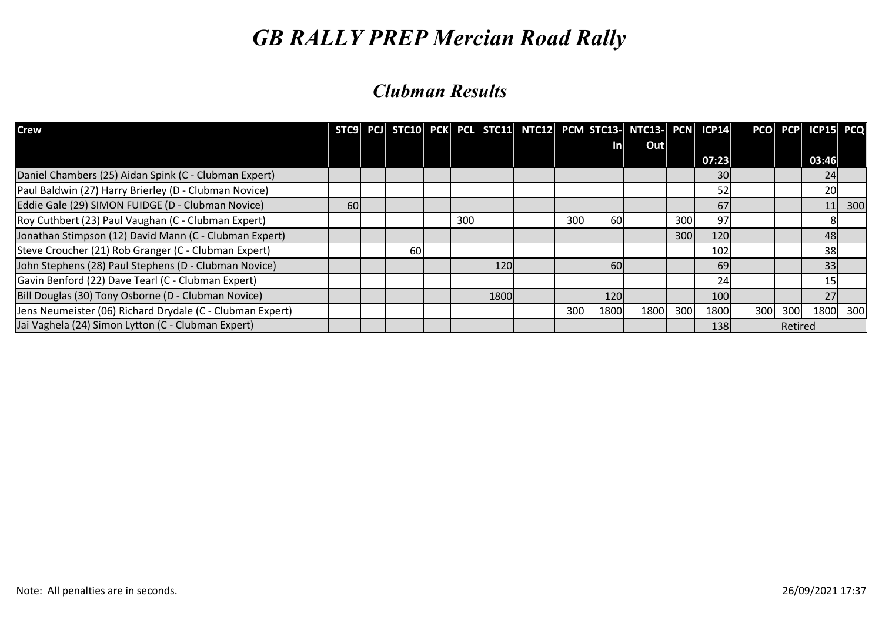# GB RALLY PREP Mercian Road Rally

## Clubman Results

| Crew | STC9 | PCJ | STC10 | PCK | PCL | STC11 | NTC12 | PCM | STC13-In | NTC13-Out | PCN | ICP14 | PCO | PCP | ICP15 | PCQ |
|---|---|---|---|---|---|---|---|---|---|---|---|---|---|---|---|---|
| | | | | | | | | | | | | 07:23 | | | 03:46 | |
| Daniel Chambers (25) Aidan Spink (C - Clubman Expert) | | | | | | | | | | | | 30 | | | 24 | |
| Paul Baldwin (27) Harry Brierley (D - Clubman Novice) | | | | | | | | | | | | 52 | | | 20 | |
| Eddie Gale (29) SIMON FUIDGE (D - Clubman Novice) | 60 | | | | | | | | | | | 67 | | | 11 | 300 |
| Roy Cuthbert (23) Paul Vaughan (C - Clubman Expert) | | | | | 300 | | | 300 | 60 | | 300 | 97 | | | 8 | |
| Jonathan Stimpson (12) David Mann (C - Clubman Expert) | | | | | | | | | | | 300 | 120 | | | 48 | |
| Steve Croucher (21) Rob Granger (C - Clubman Expert) | | | 60 | | | | | | | | | 102 | | | 38 | |
| John Stephens (28) Paul Stephens (D - Clubman Novice) | | | | | | 120 | | | 60 | | | 69 | | | 33 | |
| Gavin Benford (22) Dave Tearl (C - Clubman Expert) | | | | | | | | | | | | 24 | | | 15 | |
| Bill Douglas (30) Tony Osborne (D - Clubman Novice) | | | | | | 1800 | | | 120 | | | 100 | | | 27 | |
| Jens Neumeister (06) Richard Drydale (C - Clubman Expert) | | | | | | | | 300 | 1800 | 1800 | 300 | 1800 | 300 | 300 | 1800 | 300 |
| Jai Vaghela (24) Simon Lytton (C - Clubman Expert) | | | | | | | | | | | | 138 | Retired | | | |

Note: All penalties are in seconds.

26/09/2021 17:37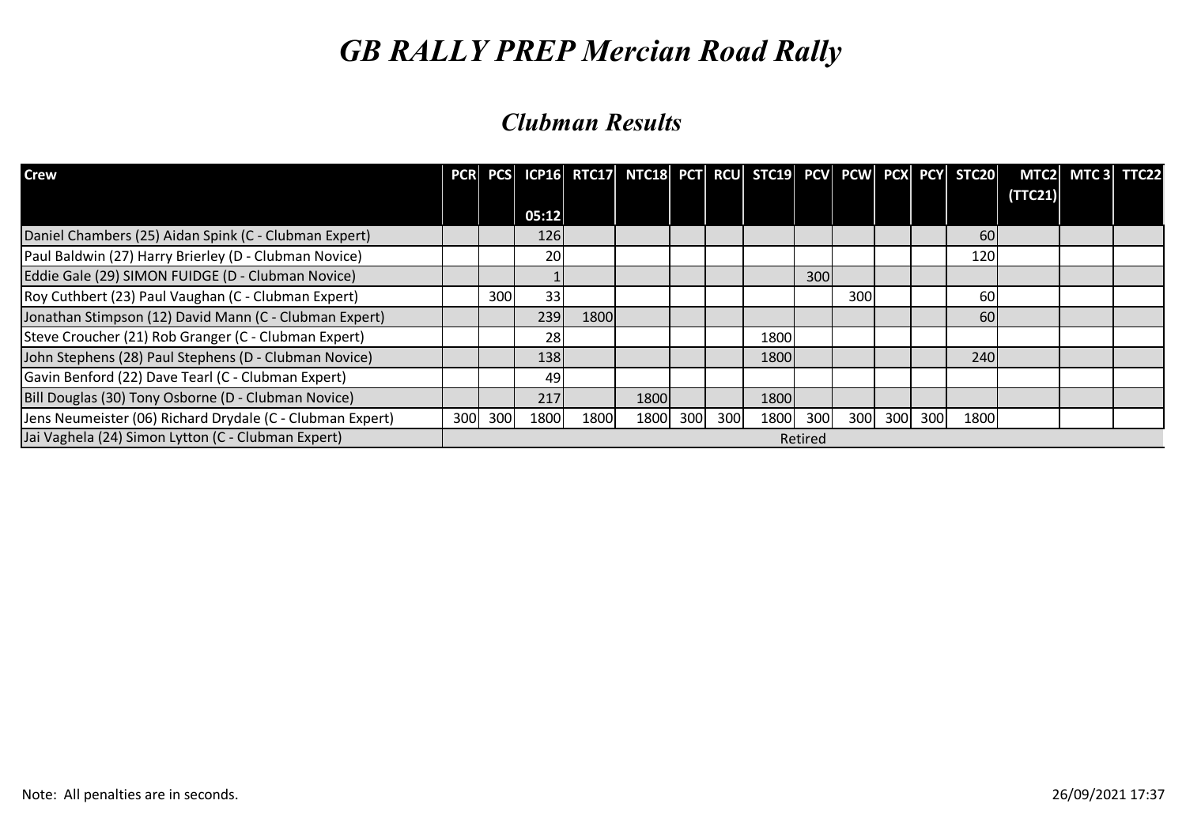# GB RALLY PREP Mercian Road Rally

## Clubman Results

| Crew | PCR | PCS | ICP16<br>05:12 | RTC17 | NTC18 | PCT | RCU | STC19 | PCV | PCW | PCX | PCY | STC20 | MTC2 (TTC21) | MTC 3 | TTC22 |
|---|---|---|---|---|---|---|---|---|---|---|---|---|---|---|---|---|
| Daniel Chambers (25) Aidan Spink (C - Clubman Expert) | | | 126 | | | | | | | | | | 60 | | | |
| Paul Baldwin (27) Harry Brierley (D - Clubman Novice) | | | 20 | | | | | | | | | | 120 | | | |
| Eddie Gale (29) SIMON FUIDGE (D - Clubman Novice) | | | 1 | | | | | | 300 | | | | | | | |
| Roy Cuthbert (23) Paul Vaughan (C - Clubman Expert) | | 300 | 33 | | | | | | | 300 | | | 60 | | | |
| Jonathan Stimpson (12) David Mann (C - Clubman Expert) | | | 239 | 1800 | | | | | | | | | 60 | | | |
| Steve Croucher (21) Rob Granger (C - Clubman Expert) | | | 28 | | | | | 1800 | | | | | | | | |
| John Stephens (28) Paul Stephens (D - Clubman Novice) | | | 138 | | | | | 1800 | | | | | 240 | | | |
| Gavin Benford (22) Dave Tearl (C - Clubman Expert) | | | 49 | | | | | | | | | | | | | |
| Bill Douglas (30) Tony Osborne (D - Clubman Novice) | | | 217 | | 1800 | | | 1800 | | | | | | | | |
| Jens Neumeister (06) Richard Drydale (C - Clubman Expert) | 300 | 300 | 1800 | 1800 | 1800 | 300 | 300 | 1800 | 300 | 300 | 300 | 300 | 1800 | | | |
| Jai Vaghela (24) Simon Lytton (C - Clubman Expert) | Retired | | | | | | | | | | | | | | | |

Note: All penalties are in seconds.

26/09/2021 17:37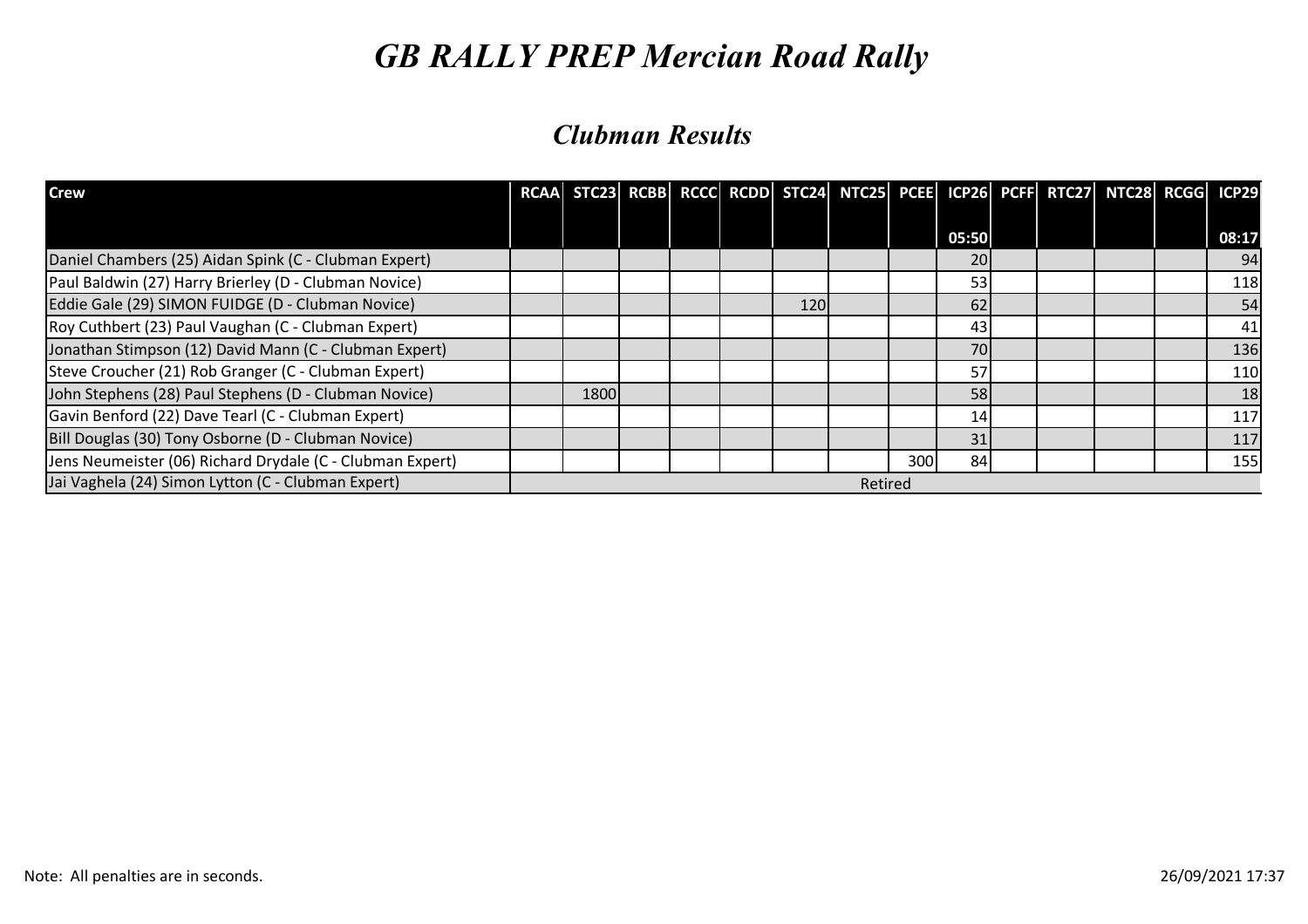# GB RALLY PREP Mercian Road Rally

## Clubman Results

| Crew | RCAA | STC23 | RCBB | RCCC | RCDD | STC24 | NTC25 | PCEE | ICP26 | PCFF | RTC27 | NTC28 | RCGG | ICP29 |
|---|---|---|---|---|---|---|---|---|---|---|---|---|---|---|
| | | | | | | | | | 05:50 | | | | | 08:17 |
| Daniel Chambers (25) Aidan Spink (C - Clubman Expert) | | | | | | | | | 20 | | | | | 94 |
| Paul Baldwin (27) Harry Brierley (D - Clubman Novice) | | | | | | | | | 53 | | | | | 118 |
| Eddie Gale (29) SIMON FUIDGE (D - Clubman Novice) | | | | | | 120 | | | 62 | | | | | 54 |
| Roy Cuthbert (23) Paul Vaughan (C - Clubman Expert) | | | | | | | | | 43 | | | | | 41 |
| Jonathan Stimpson (12) David Mann (C - Clubman Expert) | | | | | | | | | 70 | | | | | 136 |
| Steve Croucher (21) Rob Granger (C - Clubman Expert) | | | | | | | | | 57 | | | | | 110 |
| John Stephens (28) Paul Stephens (D - Clubman Novice) | | 1800 | | | | | | | 58 | | | | | 18 |
| Gavin Benford (22) Dave Tearl (C - Clubman Expert) | | | | | | | | | 14 | | | | | 117 |
| Bill Douglas (30) Tony Osborne (D - Clubman Novice) | | | | | | | | | 31 | | | | | 117 |
| Jens Neumeister (06) Richard Drydale (C - Clubman Expert) | | | | | | | | 300 | 84 | | | | | 155 |
| Jai Vaghela (24) Simon Lytton (C - Clubman Expert) | Retired | | | | | | | | | | | | | |

Note: All penalties are in seconds.

26/09/2021 17:37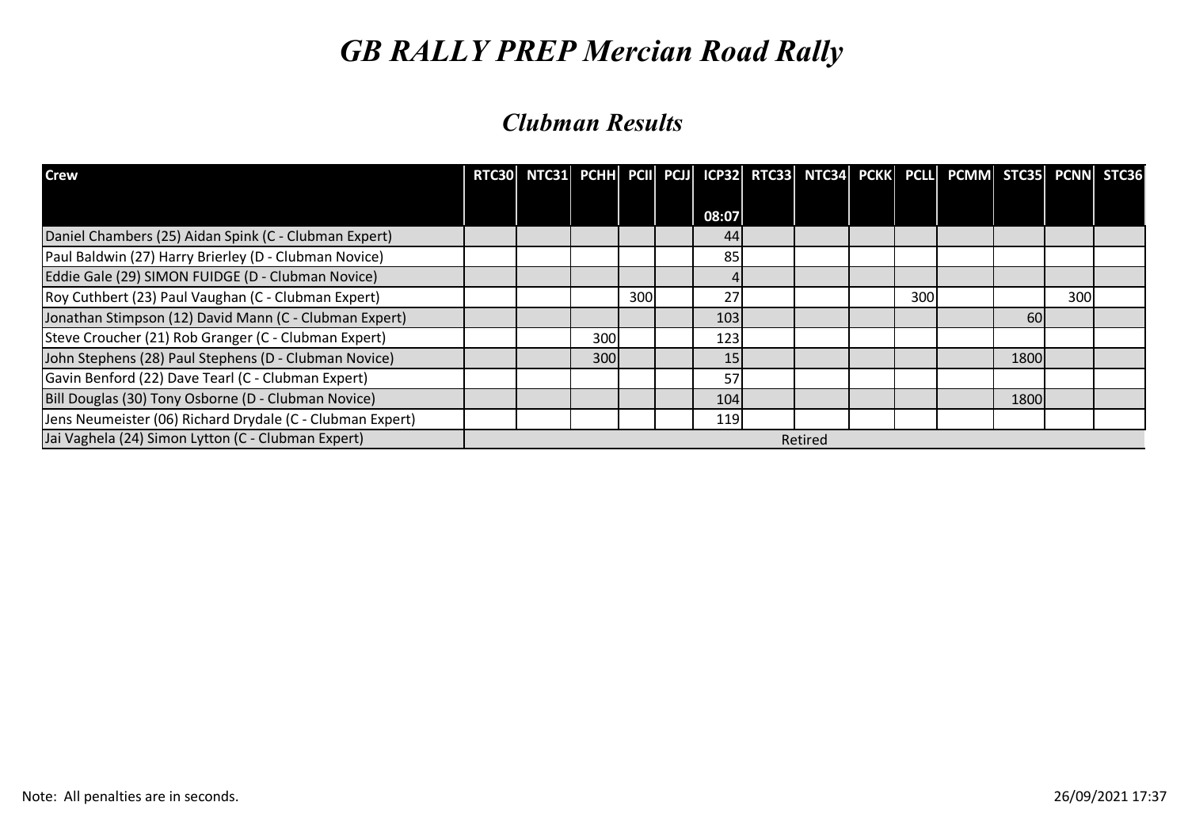# *GB RALLY PREP Mercian Road Rally*

## *Clubman Results*

| Crew | RTC30 | NTC31 | PCHH | PCII | PCJJ | ICP32 | RTC33 | NTC34 | PCKK | PCLL | PCMM | STC35 | PCNN | STC36 |
|---|---|---|---|---|---|---|---|---|---|---|---|---|---|---|
| | | | | | | 08:07 | | | | | | | | |
| Daniel Chambers (25) Aidan Spink (C - Clubman Expert) | | | | | | 44 | | | | | | | | |
| Paul Baldwin (27) Harry Brierley (D - Clubman Novice) | | | | | | 85 | | | | | | | | |
| Eddie Gale (29) SIMON FUIDGE (D - Clubman Novice) | | | | | | 4 | | | | | | | | |
| Roy Cuthbert (23) Paul Vaughan (C - Clubman Expert) | | | | 300 | | 27 | | | | 300 | | | 300 | |
| Jonathan Stimpson (12) David Mann (C - Clubman Expert) | | | | | | 103 | | | | | | 60 | | |
| Steve Croucher (21) Rob Granger (C - Clubman Expert) | | | 300 | | | 123 | | | | | | | | |
| John Stephens (28) Paul Stephens (D - Clubman Novice) | | | 300 | | | 15 | | | | | | 1800 | | |
| Gavin Benford (22) Dave Tearl (C - Clubman Expert) | | | | | | 57 | | | | | | | | |
| Bill Douglas (30) Tony Osborne (D - Clubman Novice) | | | | | | 104 | | | | | | 1800 | | |
| Jens Neumeister (06) Richard Drydale (C - Clubman Expert) | | | | | | 119 | | | | | | | | |
| Jai Vaghela (24) Simon Lytton (C - Clubman Expert) | Retired | | | | | | | | | | | | | |

Note: All penalties are in seconds.

26/09/2021 17:37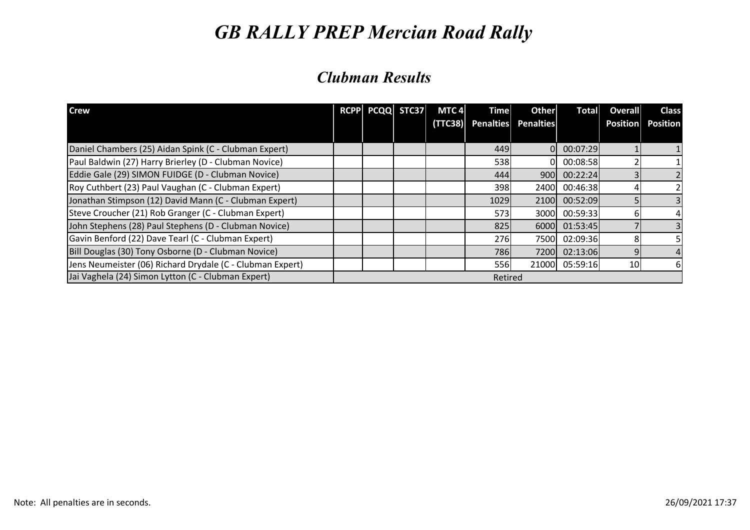# *GB RALLY PREP Mercian Road Rally*

## *Clubman Results*

| Crew | RCPP | PCQQ | STC37 | MTC 4 (TTC38) | Time Penalties | Other Penalties | Total | Overall Position | Class Position |
|---|---|---|---|---|---|---|---|---|---|
| Daniel Chambers (25) Aidan Spink (C - Clubman Expert) | | | | | 449 | 0 | 00:07:29 | 1 | 1 |
| Paul Baldwin (27) Harry Brierley (D - Clubman Novice) | | | | | 538 | 0 | 00:08:58 | 2 | 1 |
| Eddie Gale (29) SIMON FUIDGE (D - Clubman Novice) | | | | | 444 | 900 | 00:22:24 | 3 | 2 |
| Roy Cuthbert (23) Paul Vaughan (C - Clubman Expert) | | | | | 398 | 2400 | 00:46:38 | 4 | 2 |
| Jonathan Stimpson (12) David Mann (C - Clubman Expert) | | | | | 1029 | 2100 | 00:52:09 | 5 | 3 |
| Steve Croucher (21) Rob Granger (C - Clubman Expert) | | | | | 573 | 3000 | 00:59:33 | 6 | 4 |
| John Stephens (28) Paul Stephens (D - Clubman Novice) | | | | | 825 | 6000 | 01:53:45 | 7 | 3 |
| Gavin Benford (22) Dave Tearl (C - Clubman Expert) | | | | | 276 | 7500 | 02:09:36 | 8 | 5 |
| Bill Douglas (30) Tony Osborne (D - Clubman Novice) | | | | | 786 | 7200 | 02:13:06 | 9 | 4 |
| Jens Neumeister (06) Richard Drydale (C - Clubman Expert) | | | | | 556 | 21000 | 05:59:16 | 10 | 6 |
| Jai Vaghela (24) Simon Lytton (C - Clubman Expert) | Retired | | | | | | | | |

Note: All penalties are in seconds.

26/09/2021 17:37